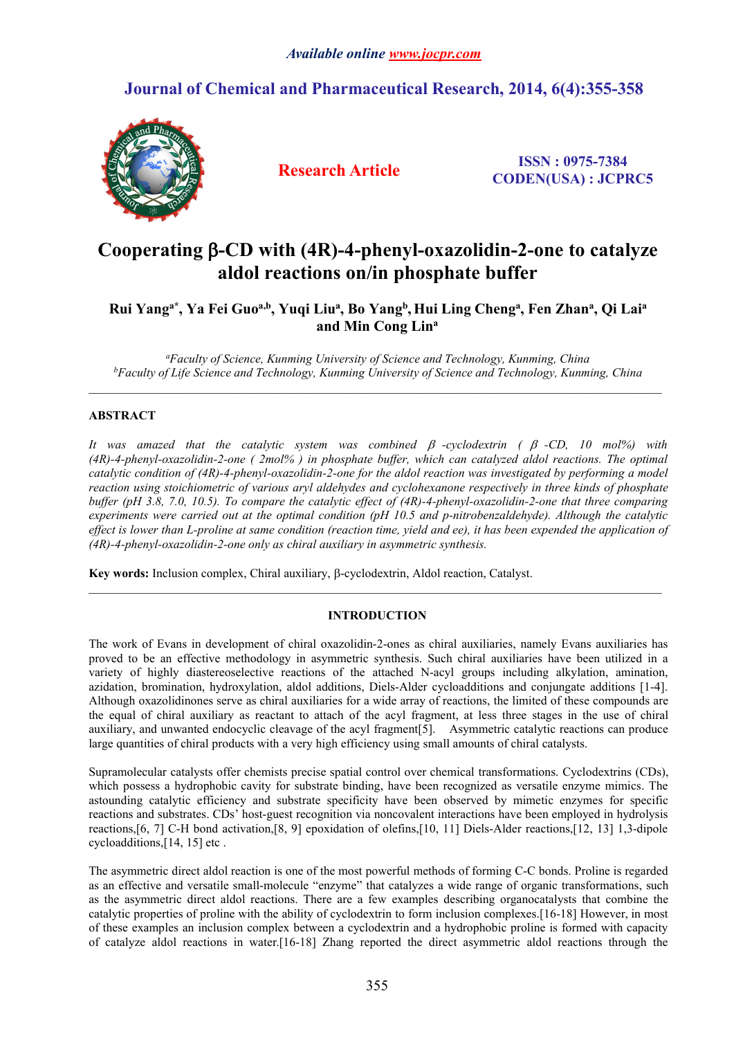# Cooperating β-CD with (4R)-4-phenyl-oxazolidin-2-one to catalyze aldol reactions on/in phosphate buffer

**Rui Yang[a*], Ya Fei Guo[a,b], Yuqi Liu[a], Bo Yang[b], Hui Ling Cheng[a], Fen Zhan[a], Qi Lai[a] and Min Cong Lin[a]**

*[a]Faculty of Science, Kunming University of Science and Technology, Kunming, China*
*[b]Faculty of Life Science and Technology, Kunming University of Science and Technology, Kunming, China*

---

## ABSTRACT

*It was amazed that the catalytic system was combined β -cyclodextrin ( β -CD, 10 mol%) with (4R)-4-phenyl-oxazolidin-2-one ( 2mol% ) in phosphate buffer, which can catalyzed aldol reactions. The optimal catalytic condition of (4R)-4-phenyl-oxazolidin-2-one for the aldol reaction was investigated by performing a model reaction using stoichiometric of various aryl aldehydes and cyclohexanone respectively in three kinds of phosphate buffer (pH 3.8, 7.0, 10.5). To compare the catalytic effect of (4R)-4-phenyl-oxazolidin-2-one that three comparing experiments were carried out at the optimal condition (pH 10.5 and p-nitrobenzaldehyde). Although the catalytic effect is lower than L-proline at same condition (reaction time, yield and ee), it has been expended the application of (4R)-4-phenyl-oxazolidin-2-one only as chiral auxiliary in asymmetric synthesis.*

**Key words:** Inclusion complex, Chiral auxiliary, β-cyclodextrin, Aldol reaction, Catalyst.

---

## INTRODUCTION

The work of Evans in development of chiral oxazolidin-2-ones as chiral auxiliaries, namely Evans auxiliaries has proved to be an effective methodology in asymmetric synthesis. Such chiral auxiliaries have been utilized in a variety of highly diastereoselective reactions of the attached N-acyl groups including alkylation, amination, azidation, bromination, hydroxylation, aldol additions, Diels-Alder cycloadditions and conjungate additions [1-4]. Although oxazolidinones serve as chiral auxiliaries for a wide array of reactions, the limited of these compounds are the equal of chiral auxiliary as reactant to attach of the acyl fragment, at less three stages in the use of chiral auxiliary, and unwanted endocyclic cleavage of the acyl fragment[5]. Asymmetric catalytic reactions can produce large quantities of chiral products with a very high efficiency using small amounts of chiral catalysts.

Supramolecular catalysts offer chemists precise spatial control over chemical transformations. Cyclodextrins (CDs), which possess a hydrophobic cavity for substrate binding, have been recognized as versatile enzyme mimics. The astounding catalytic efficiency and substrate specificity have been observed by mimetic enzymes for specific reactions and substrates. CDs' host-guest recognition via noncovalent interactions have been employed in hydrolysis reactions,[6, 7] C-H bond activation,[8, 9] epoxidation of olefins,[10, 11] Diels-Alder reactions,[12, 13] 1,3-dipole cycloadditions,[14, 15] etc .

The asymmetric direct aldol reaction is one of the most powerful methods of forming C-C bonds. Proline is regarded as an effective and versatile small-molecule "enzyme" that catalyzes a wide range of organic transformations, such as the asymmetric direct aldol reactions. There are a few examples describing organocatalysts that combine the catalytic properties of proline with the ability of cyclodextrin to form inclusion complexes.[16-18] However, in most of these examples an inclusion complex between a cyclodextrin and a hydrophobic proline is formed with capacity of catalyze aldol reactions in water.[16-18] Zhang reported the direct asymmetric aldol reactions through the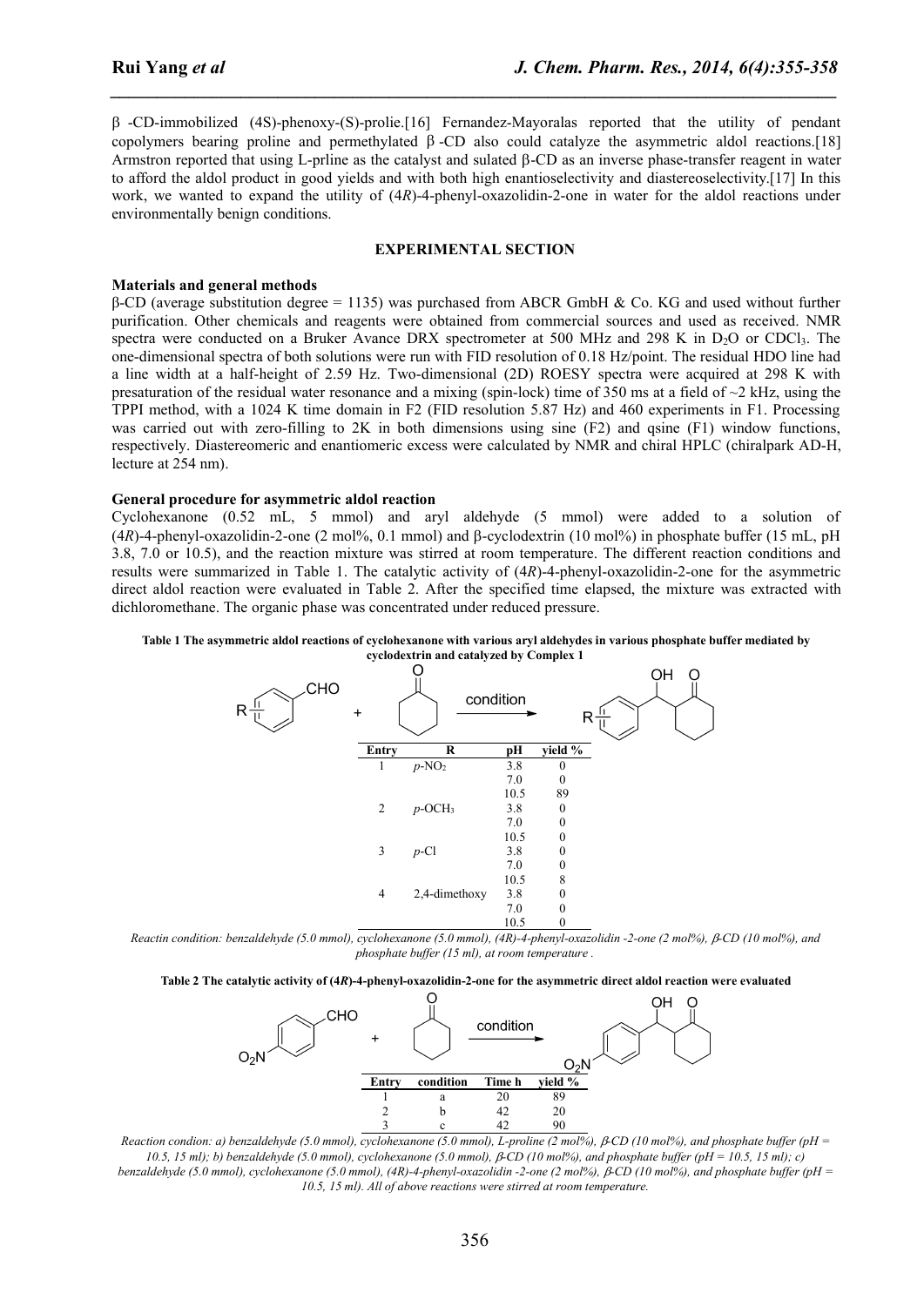β -CD-immobilized (4S)-phenoxy-(S)-prolie.[16] Fernandez-Mayoralas reported that the utility of pendant copolymers bearing proline and permethylated β -CD also could catalyze the asymmetric aldol reactions.[18] Armstron reported that using L-prline as the catalyst and sulated β-CD as an inverse phase-transfer reagent in water to afford the aldol product in good yields and with both high enantioselectivity and diastereoselectivity.[17] In this work, we wanted to expand the utility of (4*R*)-4-phenyl-oxazolidin-2-one in water for the aldol reactions under environmentally benign conditions.

## EXPERIMENTAL SECTION

### Materials and general methods

β-CD (average substitution degree = 1135) was purchased from ABCR GmbH & Co. KG and used without further purification. Other chemicals and reagents were obtained from commercial sources and used as received. NMR spectra were conducted on a Bruker Avance DRX spectrometer at 500 MHz and 298 K in $D_2O$ or $CDCl_3$. The one-dimensional spectra of both solutions were run with FID resolution of 0.18 Hz/point. The residual HDO line had a line width at a half-height of 2.59 Hz. Two-dimensional (2D) ROESY spectra were acquired at 298 K with presaturation of the residual water resonance and a mixing (spin-lock) time of 350 ms at a field of ~2 kHz, using the TPPI method, with a 1024 K time domain in F2 (FID resolution 5.87 Hz) and 460 experiments in F1. Processing was carried out with zero-filling to 2K in both dimensions using sine (F2) and qsine (F1) window functions, respectively. Diastereomeric and enantiomeric excess were calculated by NMR and chiral HPLC (chiralpark AD-H, lecture at 254 nm).

### General procedure for asymmetric aldol reaction

Cyclohexanone (0.52 mL, 5 mmol) and aryl aldehyde (5 mmol) were added to a solution of (4*R*)-4-phenyl-oxazolidin-2-one (2 mol%, 0.1 mmol) and β-cyclodextrin (10 mol%) in phosphate buffer (15 mL, pH 3.8, 7.0 or 10.5), and the reaction mixture was stirred at room temperature. The different reaction conditions and results were summarized in Table 1. The catalytic activity of (4*R*)-4-phenyl-oxazolidin-2-one for the asymmetric direct aldol reaction were evaluated in Table 2. After the specified time elapsed, the mixture was extracted with dichloromethane. The organic phase was concentrated under reduced pressure.

**Table 1 The asymmetric aldol reactions of cyclohexanone with various aryl aldehydes in various phosphate buffer mediated by cyclodextrin and catalyzed by Complex 1**

R-C6H4-CHO + cyclohexanone —condition→ R-C6H4-CH(OH)-(2-oxocyclohexyl)

| Entry | R | pH | yield % |
|---|---|---|---|
| 1 | *p*-$NO_2$ | 3.8 | 0 |
| | | 7.0 | 0 |
| | | 10.5 | 89 |
| 2 | *p*-$OCH_3$ | 3.8 | 0 |
| | | 7.0 | 0 |
| | | 10.5 | 0 |
| 3 | *p*-Cl | 3.8 | 0 |
| | | 7.0 | 0 |
| | | 10.5 | 8 |
| 4 | 2,4-dimethoxy | 3.8 | 0 |
| | | 7.0 | 0 |
| | | 10.5 | 0 |

*Reactin condition: benzaldehyde (5.0 mmol), cyclohexanone (5.0 mmol), (4R)-4-phenyl-oxazolidin -2-one (2 mol%), β-CD (10 mol%), and phosphate buffer (15 ml), at room temperature .*

**Table 2 The catalytic activity of (4*R*)-4-phenyl-oxazolidin-2-one for the asymmetric direct aldol reaction were evaluated**

4-$O_2N$-C6H4-CHO + cyclohexanone —condition→ 4-$O_2N$-C6H4-CH(OH)-(2-oxocyclohexyl)

| Entry | condition | Time h | yield % |
|---|---|---|---|
| 1 | a | 20 | 89 |
| 2 | b | 42 | 20 |
| 3 | c | 42 | 90 |

*Reaction condion: a) benzaldehyde (5.0 mmol), cyclohexanone (5.0 mmol), L-proline (2 mol%), β-CD (10 mol%), and phosphate buffer (pH = 10.5, 15 ml); b) benzaldehyde (5.0 mmol), cyclohexanone (5.0 mmol), β-CD (10 mol%), and phosphate buffer (pH = 10.5, 15 ml); c) benzaldehyde (5.0 mmol), cyclohexanone (5.0 mmol), (4R)-4-phenyl-oxazolidin -2-one (2 mol%), β-CD (10 mol%), and phosphate buffer (pH = 10.5, 15 ml). All of above reactions were stirred at room temperature.*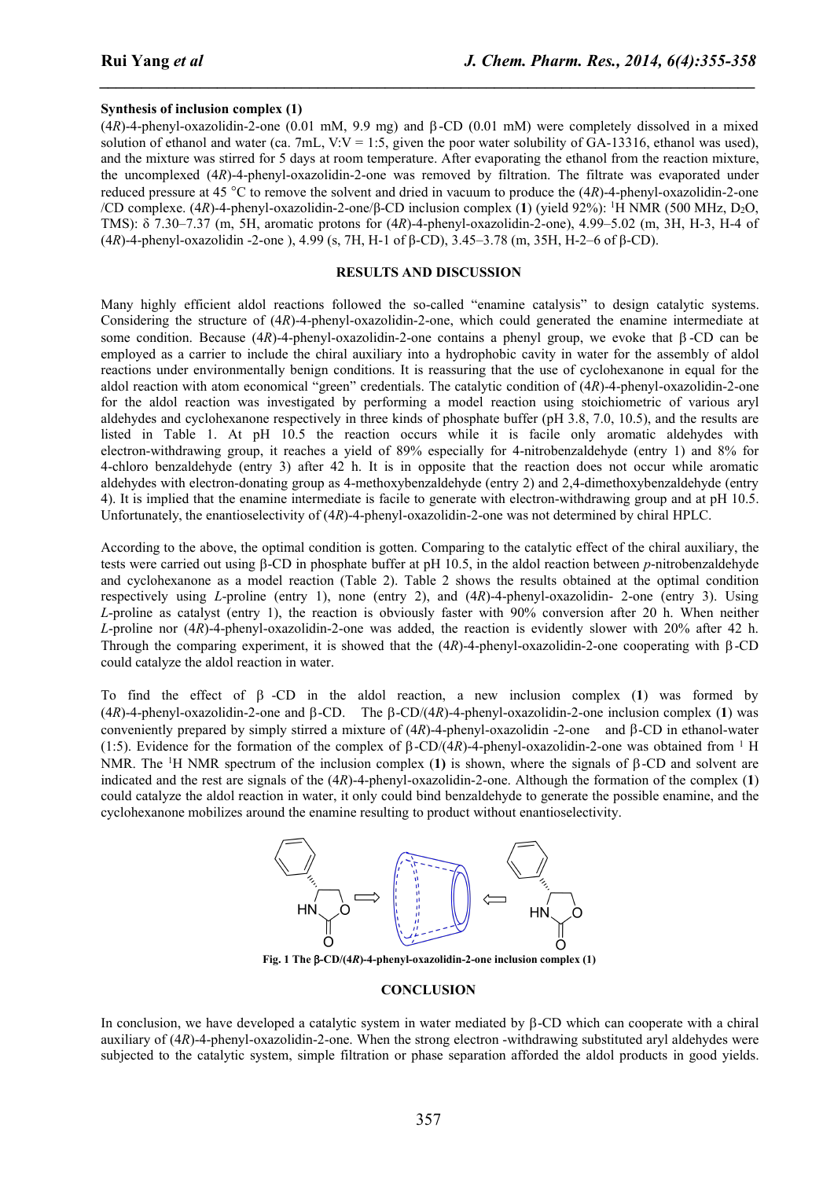**Synthesis of inclusion complex (1)**

(4*R*)-4-phenyl-oxazolidin-2-one (0.01 mM, 9.9 mg) and β-CD (0.01 mM) were completely dissolved in a mixed solution of ethanol and water (ca. 7mL, V:V = 1:5, given the poor water solubility of GA-13316, ethanol was used), and the mixture was stirred for 5 days at room temperature. After evaporating the ethanol from the reaction mixture, the uncomplexed (4*R*)-4-phenyl-oxazolidin-2-one was removed by filtration. The filtrate was evaporated under reduced pressure at 45 °C to remove the solvent and dried in vacuum to produce the (4*R*)-4-phenyl-oxazolidin-2-one /CD complexe. (4*R*)-4-phenyl-oxazolidin-2-one/β-CD inclusion complex (**1**) (yield 92%): $^1$H NMR (500 MHz, $D_2O$, TMS): δ 7.30–7.37 (m, 5H, aromatic protons for (4*R*)-4-phenyl-oxazolidin-2-one), 4.99–5.02 (m, 3H, H-3, H-4 of (4*R*)-4-phenyl-oxazolidin -2-one ), 4.99 (s, 7H, H-1 of β-CD), 3.45–3.78 (m, 35H, H-2–6 of β-CD).

## RESULTS AND DISCUSSION

Many highly efficient aldol reactions followed the so-called "enamine catalysis" to design catalytic systems. Considering the structure of (4*R*)-4-phenyl-oxazolidin-2-one, which could generated the enamine intermediate at some condition. Because (4*R*)-4-phenyl-oxazolidin-2-one contains a phenyl group, we evoke that β-CD can be employed as a carrier to include the chiral auxiliary into a hydrophobic cavity in water for the assembly of aldol reactions under environmentally benign conditions. It is reassuring that the use of cyclohexanone in equal for the aldol reaction with atom economical "green" credentials. The catalytic condition of (4*R*)-4-phenyl-oxazolidin-2-one for the aldol reaction was investigated by performing a model reaction using stoichiometric of various aryl aldehydes and cyclohexanone respectively in three kinds of phosphate buffer (pH 3.8, 7.0, 10.5), and the results are listed in Table 1. At pH 10.5 the reaction occurs while it is facile only aromatic aldehydes with electron-withdrawing group, it reaches a yield of 89% especially for 4-nitrobenzaldehyde (entry 1) and 8% for 4-chloro benzaldehyde (entry 3) after 42 h. It is in opposite that the reaction does not occur while aromatic aldehydes with electron-donating group as 4-methoxybenzaldehyde (entry 2) and 2,4-dimethoxybenzaldehyde (entry 4). It is implied that the enamine intermediate is facile to generate with electron-withdrawing group and at pH 10.5. Unfortunately, the enantioselectivity of (4*R*)-4-phenyl-oxazolidin-2-one was not determined by chiral HPLC.

According to the above, the optimal condition is gotten. Comparing to the catalytic effect of the chiral auxiliary, the tests were carried out using β-CD in phosphate buffer at pH 10.5, in the aldol reaction between *p*-nitrobenzaldehyde and cyclohexanone as a model reaction (Table 2). Table 2 shows the results obtained at the optimal condition respectively using *L*-proline (entry 1), none (entry 2), and (4*R*)-4-phenyl-oxazolidin- 2-one (entry 3). Using *L*-proline as catalyst (entry 1), the reaction is obviously faster with 90% conversion after 20 h. When neither *L*-proline nor (4*R*)-4-phenyl-oxazolidin-2-one was added, the reaction is evidently slower with 20% after 42 h. Through the comparing experiment, it is showed that the (4*R*)-4-phenyl-oxazolidin-2-one cooperating with β-CD could catalyze the aldol reaction in water.

To find the effect of β -CD in the aldol reaction, a new inclusion complex (**1**) was formed by (4*R*)-4-phenyl-oxazolidin-2-one and β-CD. The β-CD/(4*R*)-4-phenyl-oxazolidin-2-one inclusion complex (**1**) was conveniently prepared by simply stirred a mixture of (4*R*)-4-phenyl-oxazolidin -2-one and β-CD in ethanol-water (1:5). Evidence for the formation of the complex of β-CD/(4*R*)-4-phenyl-oxazolidin-2-one was obtained from $^1$H NMR. The $^1$H NMR spectrum of the inclusion complex (**1**) is shown, where the signals of β-CD and solvent are indicated and the rest are signals of the (4*R*)-4-phenyl-oxazolidin-2-one. Although the formation of the complex (**1**) could catalyze the aldol reaction in water, it only could bind benzaldehyde to generate the possible enamine, and the cyclohexanone mobilizes around the enamine resulting to product without enantioselectivity.

HN O
O
HN O
O

**Fig. 1 The β-CD/(4*R*)-4-phenyl-oxazolidin-2-one inclusion complex (1)**

## CONCLUSION

In conclusion, we have developed a catalytic system in water mediated by β-CD which can cooperate with a chiral auxiliary of (4*R*)-4-phenyl-oxazolidin-2-one. When the strong electron -withdrawing substituted aryl aldehydes were subjected to the catalytic system, simple filtration or phase separation afforded the aldol products in good yields.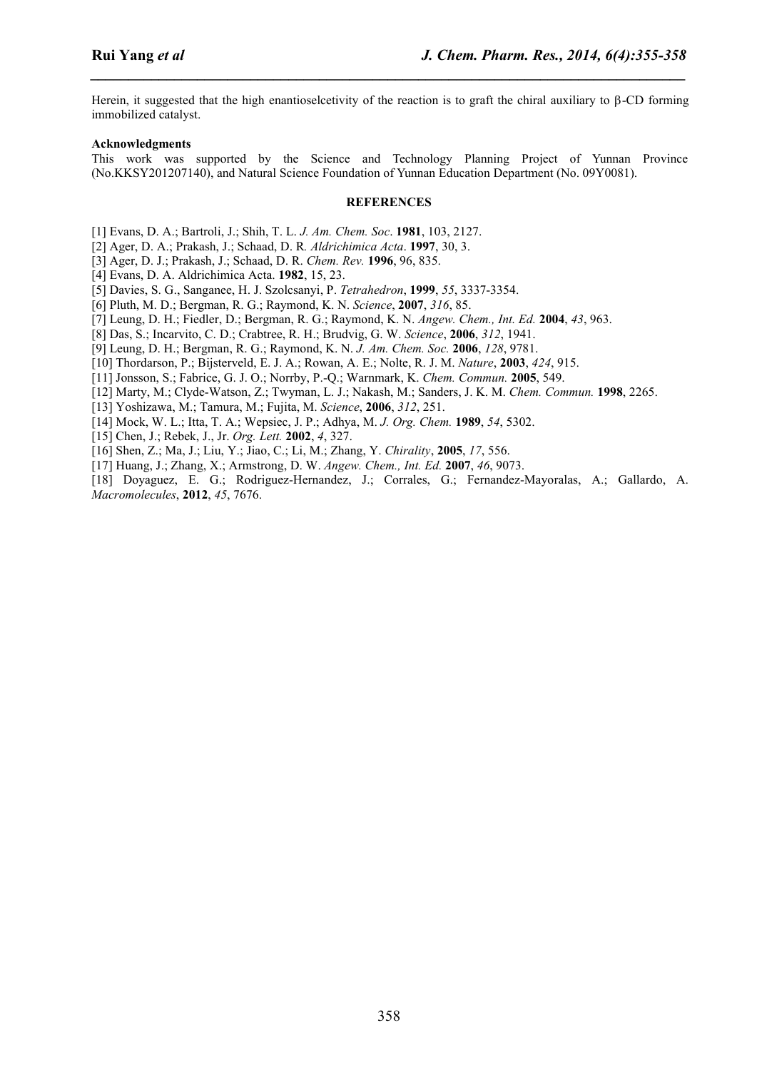Herein, it suggested that the high enantioselcetivity of the reaction is to graft the chiral auxiliary to β-CD forming immobilized catalyst.

**Acknowledgments**

This work was supported by the Science and Technology Planning Project of Yunnan Province (No.KKSY201207140), and Natural Science Foundation of Yunnan Education Department (No. 09Y0081).

## REFERENCES

[1] Evans, D. A.; Bartroli, J.; Shih, T. L. *J. Am. Chem. Soc*. **1981**, 103, 2127.
[2] Ager, D. A.; Prakash, J.; Schaad, D. R. *Aldrichimica Acta*. **1997**, 30, 3.
[3] Ager, D. J.; Prakash, J.; Schaad, D. R. *Chem. Rev.* **1996**, 96, 835.
[4] Evans, D. A. Aldrichimica Acta. **1982**, 15, 23.
[5] Davies, S. G., Sanganee, H. J. Szolcsanyi, P. *Tetrahedron*, **1999**, *55*, 3337-3354.
[6] Pluth, M. D.; Bergman, R. G.; Raymond, K. N. *Science*, **2007**, *316*, 85.
[7] Leung, D. H.; Fiedler, D.; Bergman, R. G.; Raymond, K. N. *Angew. Chem., Int. Ed.* **2004**, *43*, 963.
[8] Das, S.; Incarvito, C. D.; Crabtree, R. H.; Brudvig, G. W. *Science*, **2006**, *312*, 1941.
[9] Leung, D. H.; Bergman, R. G.; Raymond, K. N. *J. Am. Chem. Soc.* **2006**, *128*, 9781.
[10] Thordarson, P.; Bijsterveld, E. J. A.; Rowan, A. E.; Nolte, R. J. M. *Nature*, **2003**, *424*, 915.
[11] Jonsson, S.; Fabrice, G. J. O.; Norrby, P.-Q.; Warnmark, K. *Chem. Commun.* **2005**, 549.
[12] Marty, M.; Clyde-Watson, Z.; Twyman, L. J.; Nakash, M.; Sanders, J. K. M. *Chem. Commun.* **1998**, 2265.
[13] Yoshizawa, M.; Tamura, M.; Fujita, M. *Science*, **2006**, *312*, 251.
[14] Mock, W. L.; Itta, T. A.; Wepsiec, J. P.; Adhya, M. *J. Org. Chem.* **1989**, *54*, 5302.
[15] Chen, J.; Rebek, J., Jr. *Org. Lett.* **2002**, *4*, 327.
[16] Shen, Z.; Ma, J.; Liu, Y.; Jiao, C.; Li, M.; Zhang, Y. *Chirality*, **2005**, *17*, 556.
[17] Huang, J.; Zhang, X.; Armstrong, D. W. *Angew. Chem., Int. Ed.* **2007**, *46*, 9073.
[18] Doyaguez, E. G.; Rodriguez-Hernandez, J.; Corrales, G.; Fernandez-Mayoralas, A.; Gallardo, A. *Macromolecules*, **2012**, *45*, 7676.